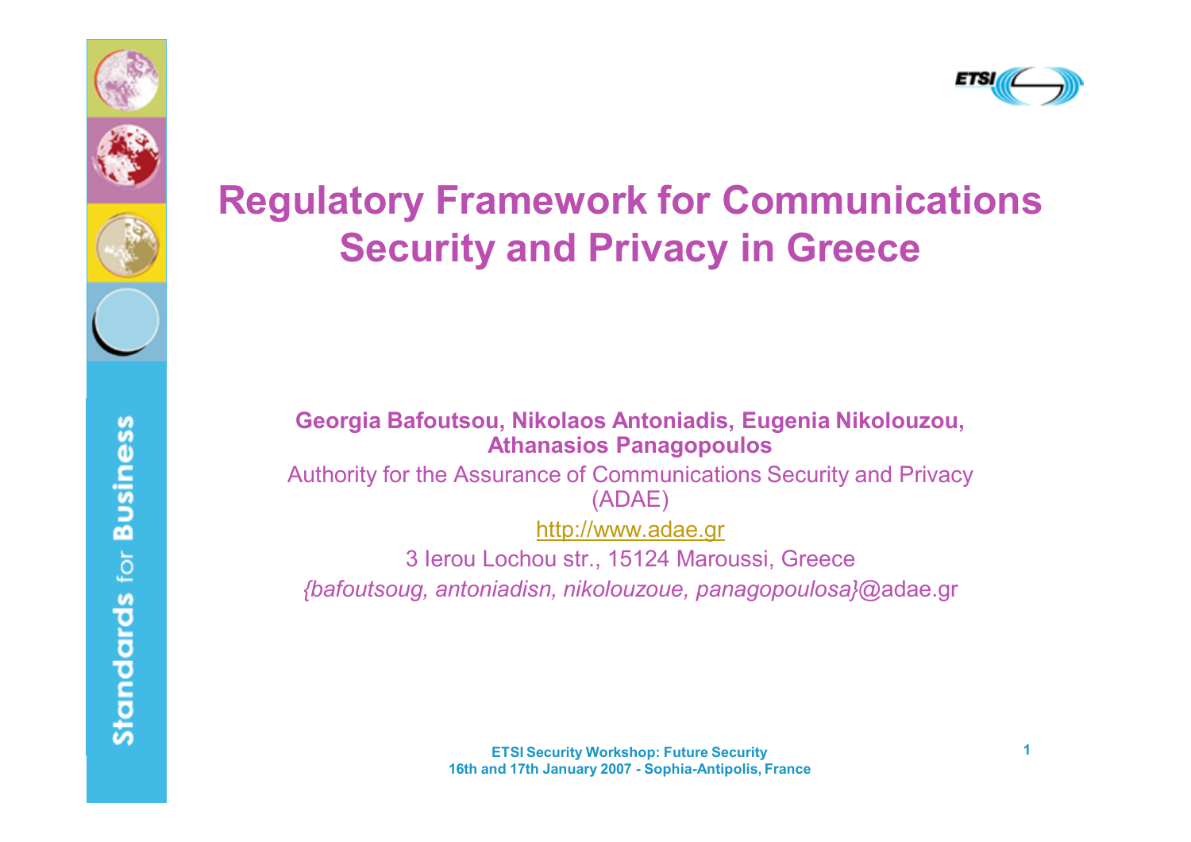# Regulatory Framework for Communications Security and Privacy in Greece

**Georgia Bafoutsou, Nikolaos Antoniadis, Eugenia Nikolouzou, Athanasios Panagopoulos**

Authority for the Assurance of Communications Security and Privacy (ADAE)

http://www.adae.gr

3 Ierou Lochou str., 15124 Maroussi, Greece

*{bafoutsoug, antoniadisn, nikolouzoue, panagopoulosa}*@adae.gr

**ETSI Security Workshop: Future Security**
**16th and 17th January 2007 - Sophia-Antipolis, France**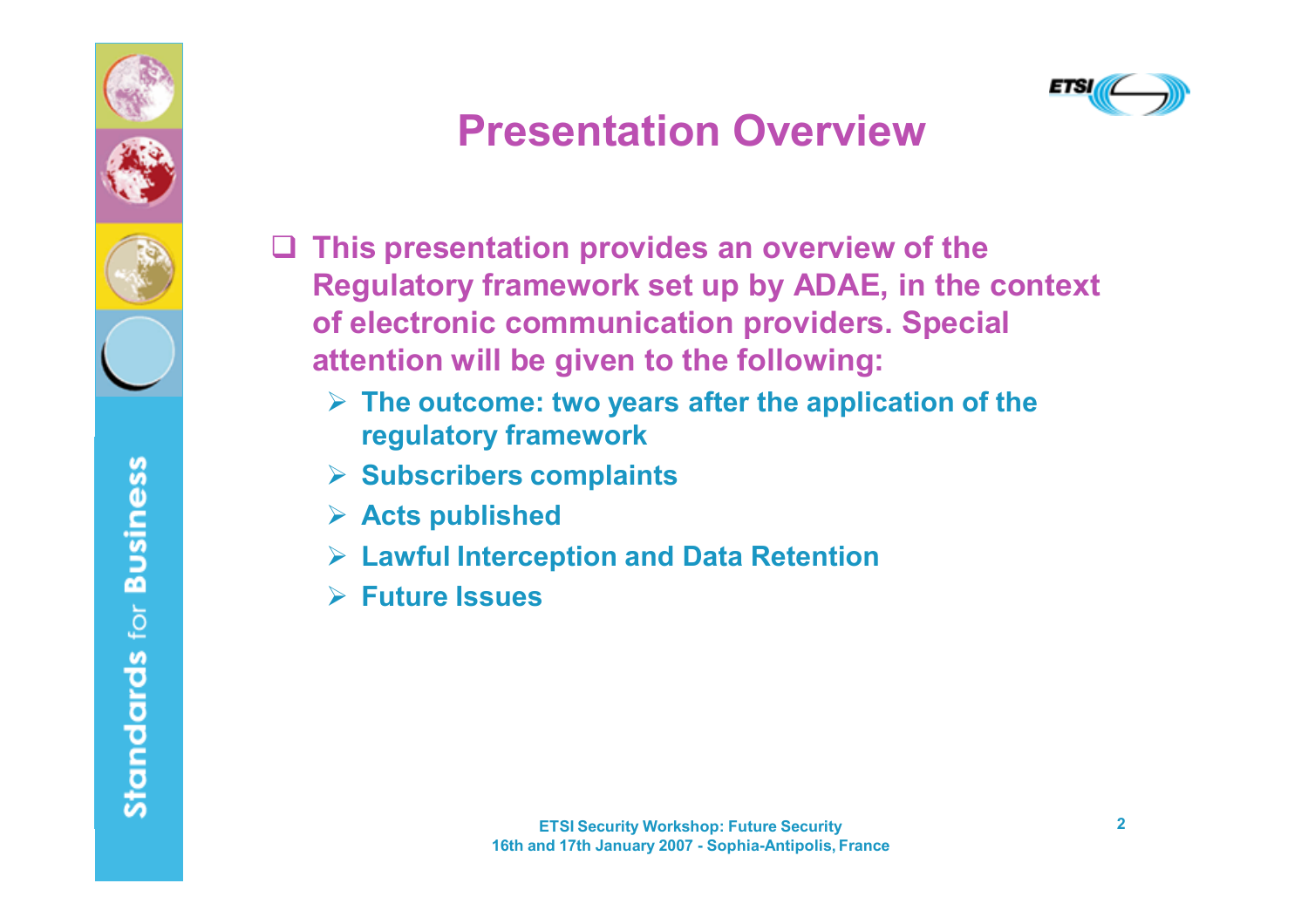# Presentation Overview

- This presentation provides an overview of the Regulatory framework set up by ADAE, in the context of electronic communication providers. Special attention will be given to the following:
  - The outcome: two years after the application of the regulatory framework
  - Subscribers complaints
  - Acts published
  - Lawful Interception and Data Retention
  - Future Issues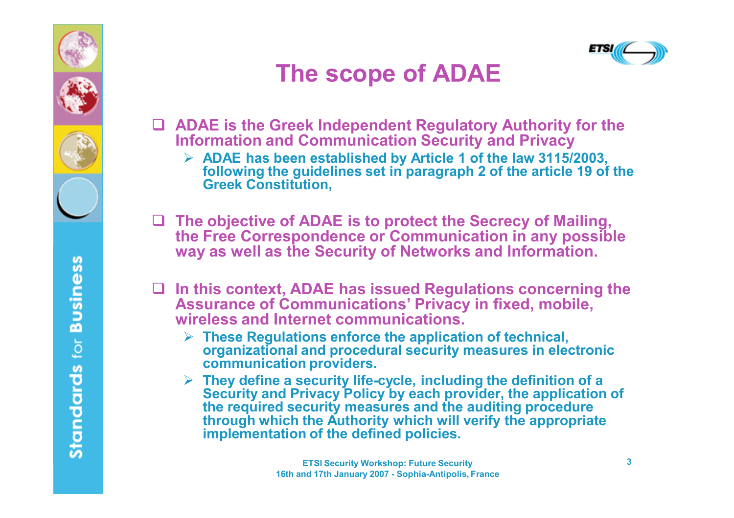# The scope of ADAE

- ADAE is the Greek Independent Regulatory Authority for the Information and Communication Security and Privacy
  - ADAE has been established by Article 1 of the law 3115/2003, following the guidelines set in paragraph 2 of the article 19 of the Greek Constitution,
- The objective of ADAE is to protect the Secrecy of Mailing, the Free Correspondence or Communication in any possible way as well as the Security of Networks and Information.
- In this context, ADAE has issued Regulations concerning the Assurance of Communications' Privacy in fixed, mobile, wireless and Internet communications.
  - These Regulations enforce the application of technical, organizational and procedural security measures in electronic communication providers.
  - They define a security life-cycle, including the definition of a Security and Privacy Policy by each provider, the application of the required security measures and the auditing procedure through which the Authority which will verify the appropriate implementation of the defined policies.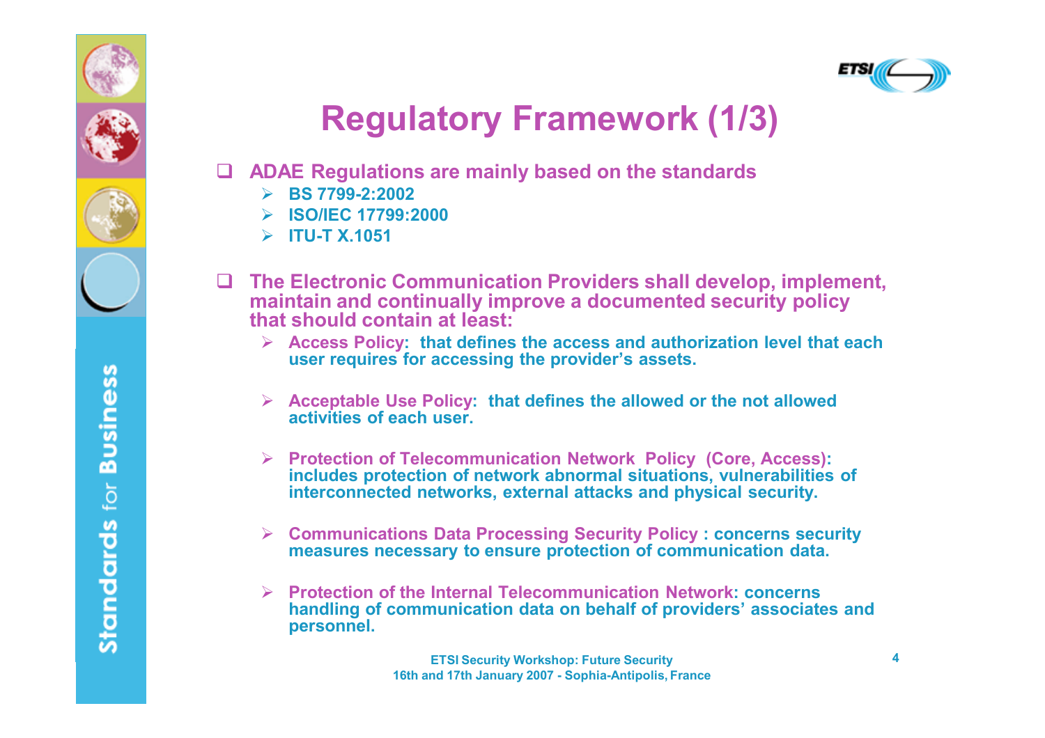# Regulatory Framework (1/3)

- **ADAE Regulations are mainly based on the standards**
  - **BS 7799-2:2002**
  - **ISO/IEC 17799:2000**
  - **ITU-T X.1051**

- **The Electronic Communication Providers shall develop, implement, maintain and continually improve a documented security policy that should contain at least:**
  - **Access Policy: that defines the access and authorization level that each user requires for accessing the provider's assets.**
  - **Acceptable Use Policy: that defines the allowed or the not allowed activities of each user.**
  - **Protection of Telecommunication Network Policy (Core, Access): includes protection of network abnormal situations, vulnerabilities of interconnected networks, external attacks and physical security.**
  - **Communications Data Processing Security Policy : concerns security measures necessary to ensure protection of communication data.**
  - **Protection of the Internal Telecommunication Network: concerns handling of communication data on behalf of providers' associates and personnel.**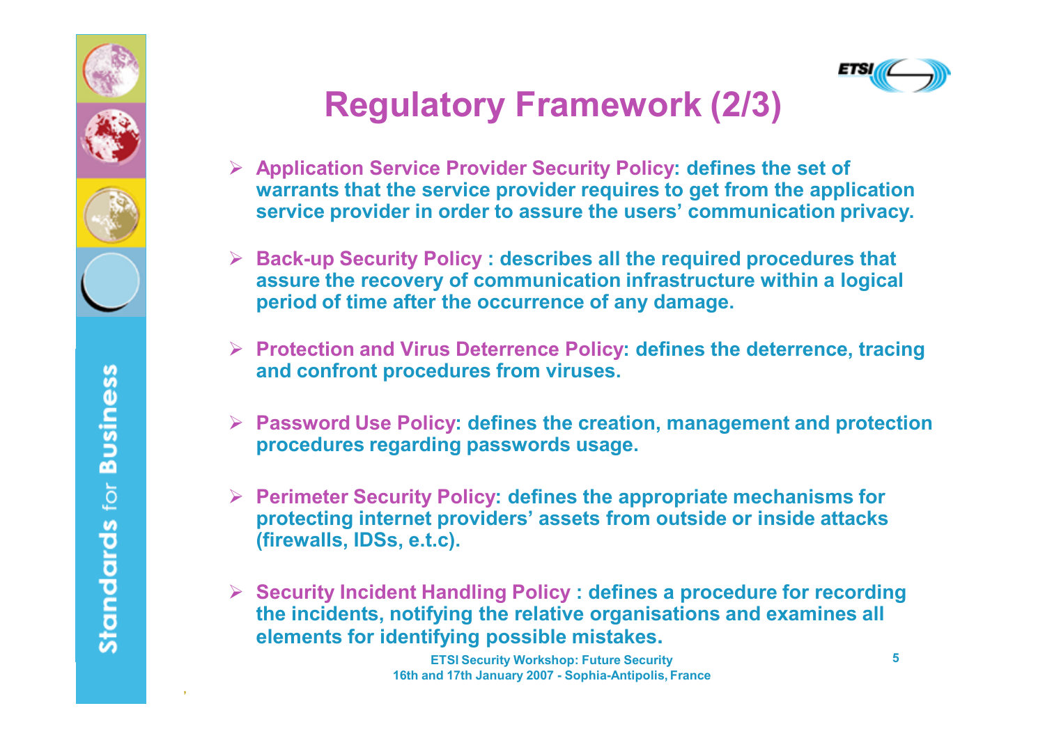# Regulatory Framework (2/3)

- **Application Service Provider Security Policy: defines the set of warrants that the service provider requires to get from the application service provider in order to assure the users' communication privacy.**
- **Back-up Security Policy : describes all the required procedures that assure the recovery of communication infrastructure within a logical period of time after the occurrence of any damage.**
- **Protection and Virus Deterrence Policy: defines the deterrence, tracing and confront procedures from viruses.**
- **Password Use Policy: defines the creation, management and protection procedures regarding passwords usage.**
- **Perimeter Security Policy: defines the appropriate mechanisms for protecting internet providers' assets from outside or inside attacks (firewalls, IDSs, e.t.c).**
- **Security Incident Handling Policy : defines a procedure for recording the incidents, notifying the relative organisations and examines all elements for identifying possible mistakes.**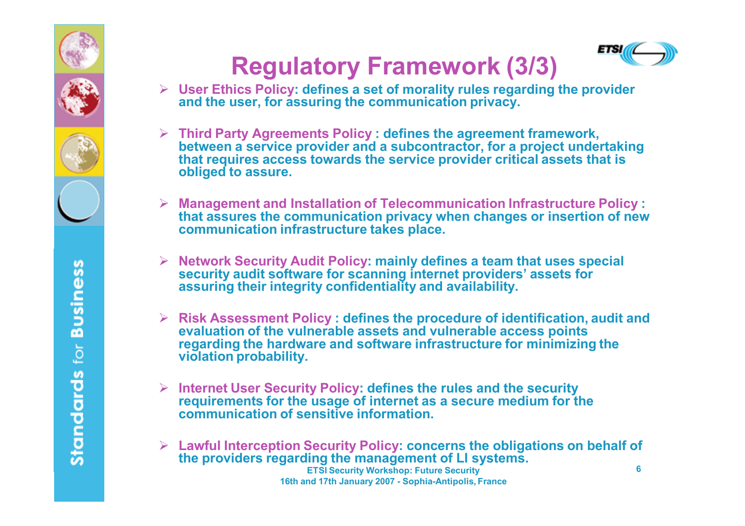# Regulatory Framework (3/3)

- **User Ethics Policy**: defines a set of morality rules regarding the provider and the user, for assuring the communication privacy.
- **Third Party Agreements Policy** : defines the agreement framework, between a service provider and a subcontractor, for a project undertaking that requires access towards the service provider critical assets that is obliged to assure.
- **Management and Installation of Telecommunication Infrastructure Policy** : that assures the communication privacy when changes or insertion of new communication infrastructure takes place.
- **Network Security Audit Policy**: mainly defines a team that uses special security audit software for scanning internet providers' assets for assuring their integrity confidentiality and availability.
- **Risk Assessment Policy** : defines the procedure of identification, audit and evaluation of the vulnerable assets and vulnerable access points regarding the hardware and software infrastructure for minimizing the violation probability.
- **Internet User Security Policy**: defines the rules and the security requirements for the usage of internet as a secure medium for the communication of sensitive information.
- **Lawful Interception Security Policy**: concerns the obligations on behalf of the providers regarding the management of LI systems.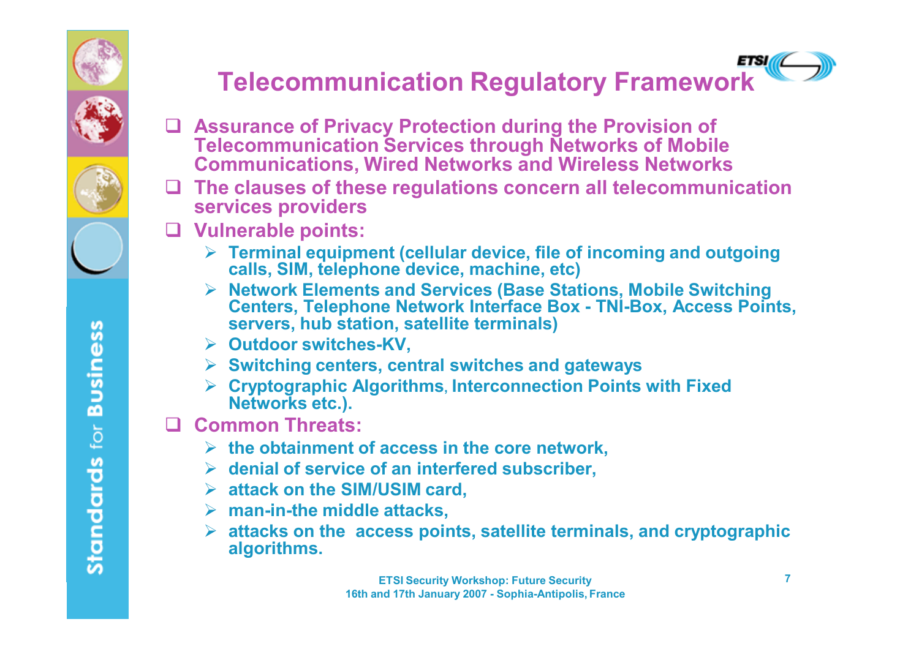# Telecommunication Regulatory Framework

- Assurance of Privacy Protection during the Provision of Telecommunication Services through Networks of Mobile Communications, Wired Networks and Wireless Networks
- The clauses of these regulations concern all telecommunication services providers
- Vulnerable points:
  - Terminal equipment (cellular device, file of incoming and outgoing calls, SIM, telephone device, machine, etc)
  - Network Elements and Services (Base Stations, Mobile Switching Centers, Telephone Network Interface Box - TNI-Box, Access Points, servers, hub station, satellite terminals)
  - Outdoor switches-KV,
  - Switching centers, central switches and gateways
  - Cryptographic Algorithms, Interconnection Points with Fixed Networks etc.).
- Common Threats:
  - the obtainment of access in the core network,
  - denial of service of an interfered subscriber,
  - attack on the SIM/USIM card,
  - man-in-the middle attacks,
  - attacks on the access points, satellite terminals, and cryptographic algorithms.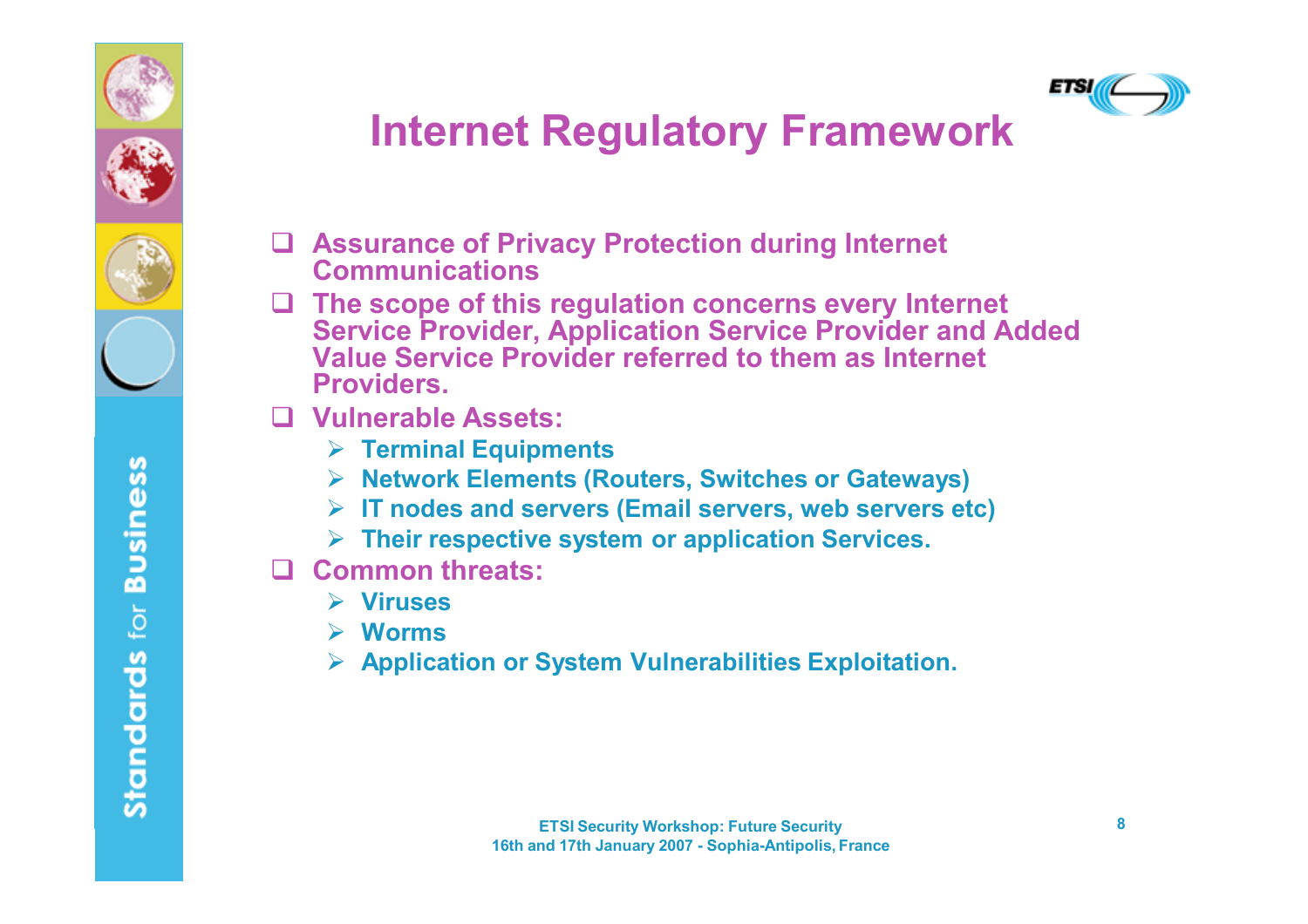# Internet Regulatory Framework

- **Assurance of Privacy Protection during Internet Communications**
- **The scope of this regulation concerns every Internet Service Provider, Application Service Provider and Added Value Service Provider referred to them as Internet Providers.**
- **Vulnerable Assets:**
  - **Terminal Equipments**
  - **Network Elements (Routers, Switches or Gateways)**
  - **IT nodes and servers (Email servers, web servers etc)**
  - **Their respective system or application Services.**
- **Common threats:**
  - **Viruses**
  - **Worms**
  - **Application or System Vulnerabilities Exploitation.**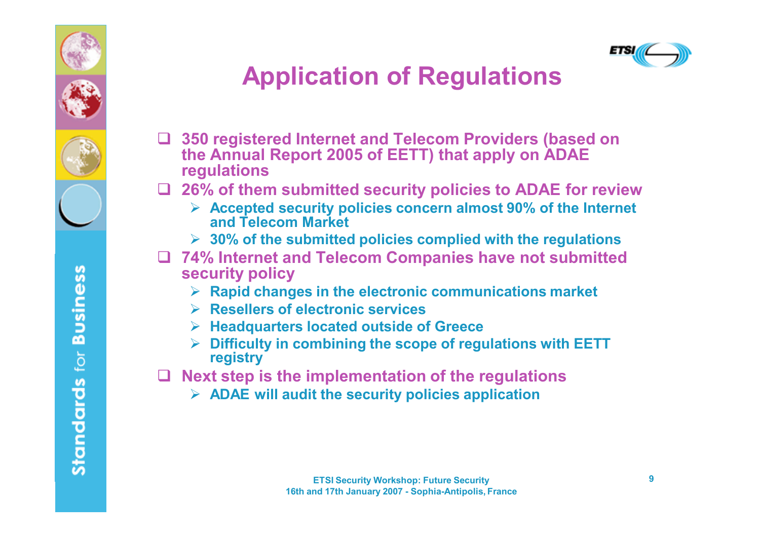# Application of Regulations

- 350 registered Internet and Telecom Providers (based on the Annual Report 2005 of EETT) that apply on ADAE regulations
- 26% of them submitted security policies to ADAE for review
  - Accepted security policies concern almost 90% of the Internet and Telecom Market
  - 30% of the submitted policies complied with the regulations
- 74% Internet and Telecom Companies have not submitted security policy
  - Rapid changes in the electronic communications market
  - Resellers of electronic services
  - Headquarters located outside of Greece
  - Difficulty in combining the scope of regulations with EETT registry
- Next step is the implementation of the regulations
  - ADAE will audit the security policies application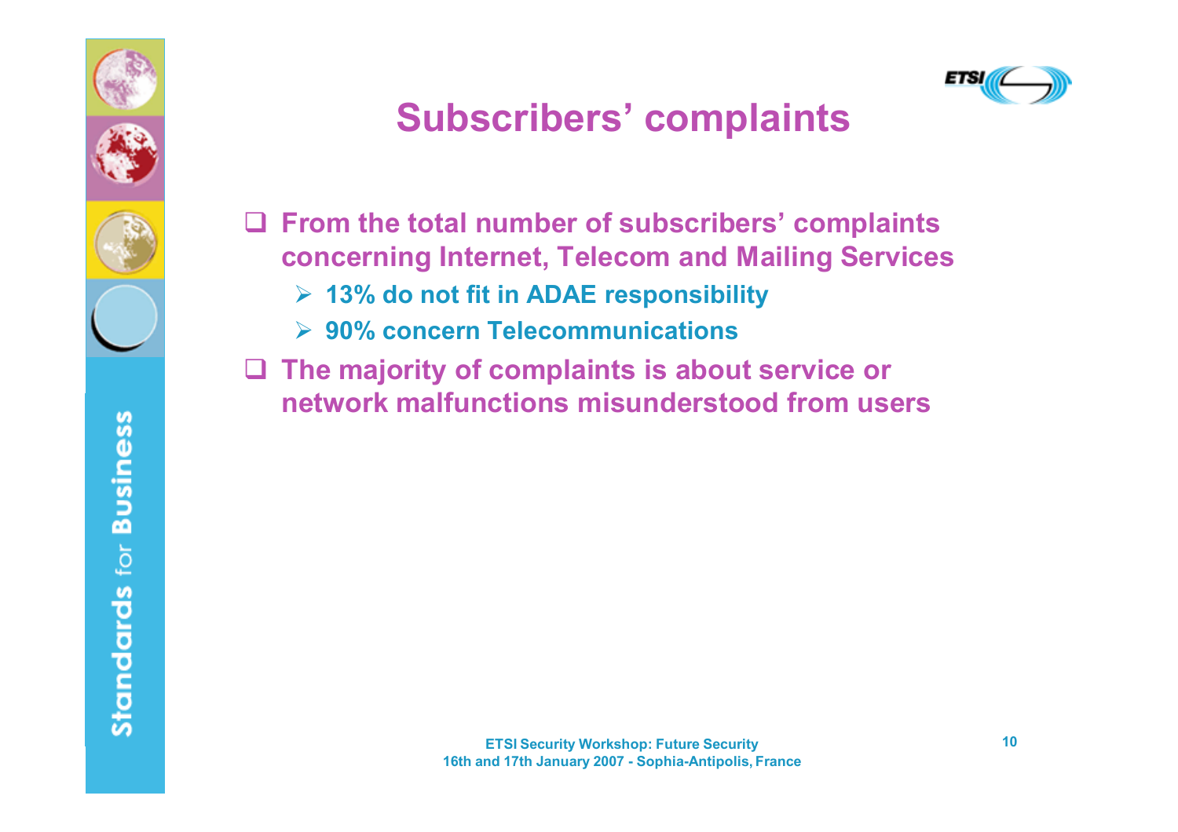# Subscribers' complaints

- From the total number of subscribers' complaints concerning Internet, Telecom and Mailing Services
  - 13% do not fit in ADAE responsibility
  - 90% concern Telecommunications
- The majority of complaints is about service or network malfunctions misunderstood from users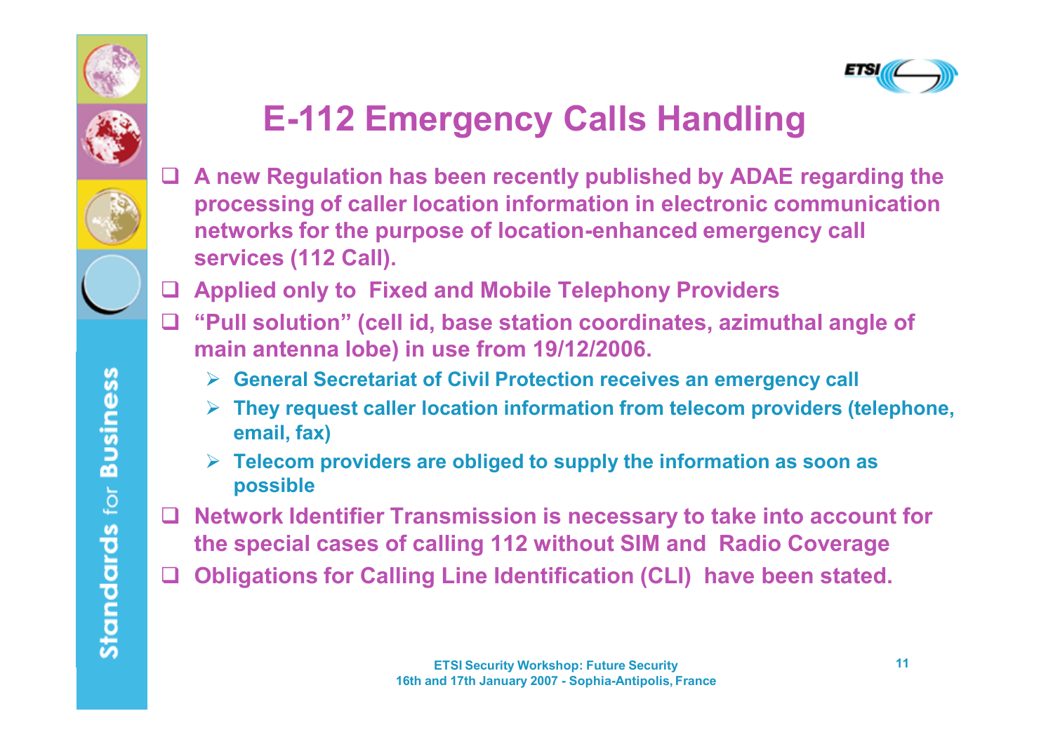# E-112 Emergency Calls Handling

- A new Regulation has been recently published by ADAE regarding the processing of caller location information in electronic communication networks for the purpose of location-enhanced emergency call services (112 Call).
- Applied only to Fixed and Mobile Telephony Providers
- "Pull solution" (cell id, base station coordinates, azimuthal angle of main antenna lobe) in use from 19/12/2006.
  - General Secretariat of Civil Protection receives an emergency call
  - They request caller location information from telecom providers (telephone, email, fax)
  - Telecom providers are obliged to supply the information as soon as possible
- Network Identifier Transmission is necessary to take into account for the special cases of calling 112 without SIM and Radio Coverage
- Obligations for Calling Line Identification (CLI) have been stated.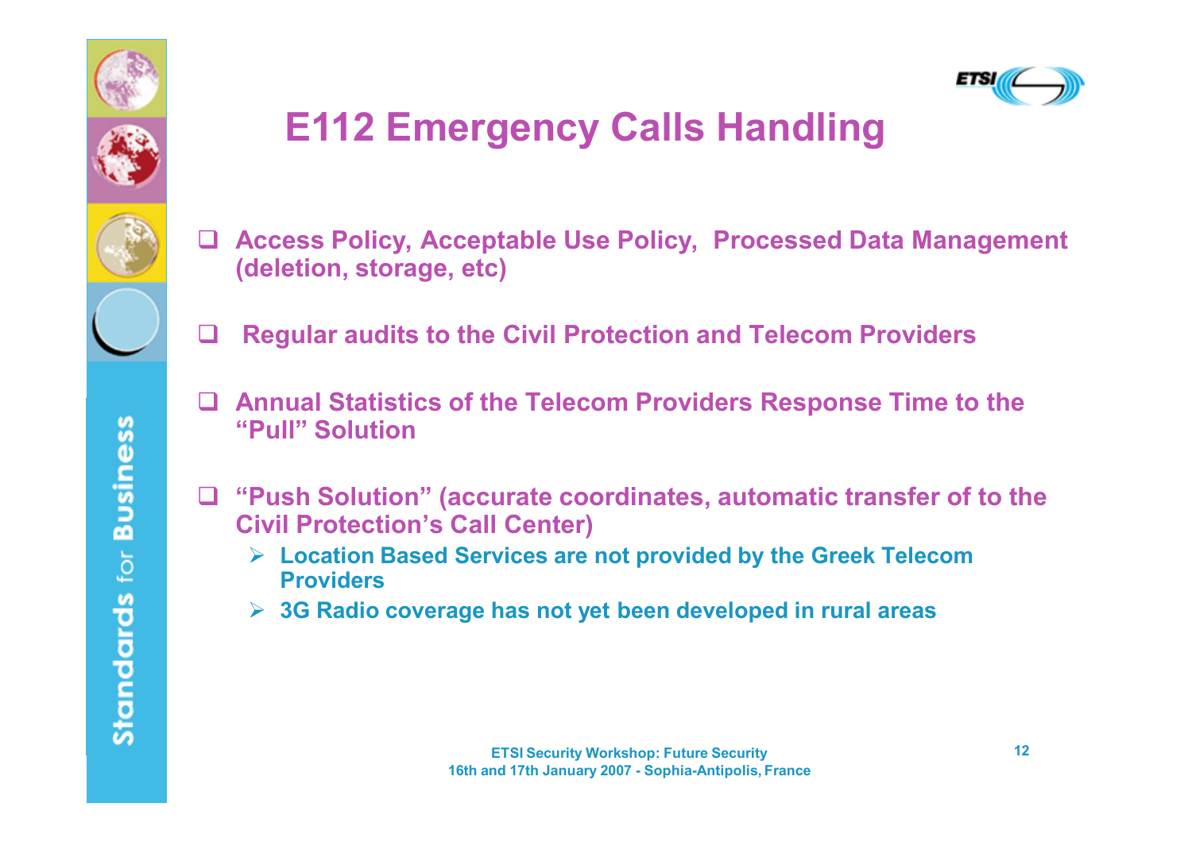# E112 Emergency Calls Handling

- Access Policy, Acceptable Use Policy, Processed Data Management (deletion, storage, etc)
- Regular audits to the Civil Protection and Telecom Providers
- Annual Statistics of the Telecom Providers Response Time to the "Pull" Solution
- "Push Solution" (accurate coordinates, automatic transfer of to the Civil Protection's Call Center)
  - Location Based Services are not provided by the Greek Telecom Providers
  - 3G Radio coverage has not yet been developed in rural areas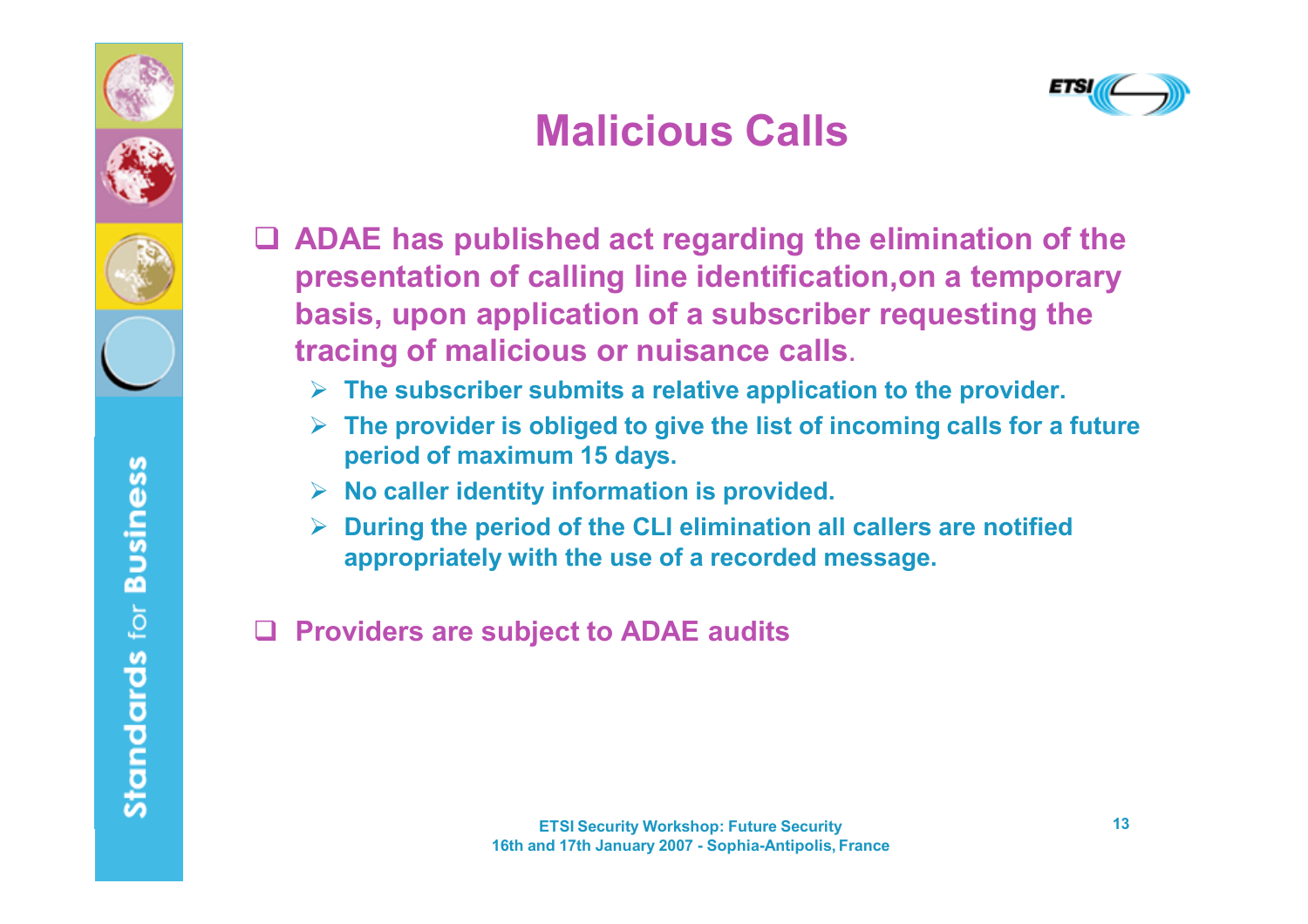# Malicious Calls

- **ADAE has published act regarding the elimination of the presentation of calling line identification,on a temporary basis, upon application of a subscriber requesting the tracing of malicious or nuisance calls**.
  - **The subscriber submits a relative application to the provider.**
  - **The provider is obliged to give the list of incoming calls for a future period of maximum 15 days.**
  - **No caller identity information is provided.**
  - **During the period of the CLI elimination all callers are notified appropriately with the use of a recorded message.**
- **Providers are subject to ADAE audits**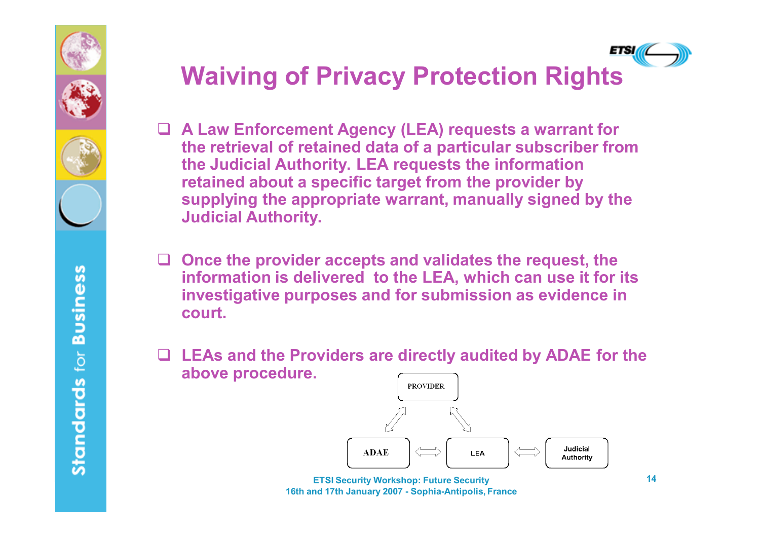# Waiving of Privacy Protection Rights

- A Law Enforcement Agency (LEA) requests a warrant for the retrieval of retained data of a particular subscriber from the Judicial Authority. LEA requests the information retained about a specific target from the provider by supplying the appropriate warrant, manually signed by the Judicial Authority.
- Once the provider accepts and validates the request, the information is delivered to the LEA, which can use it for its investigative purposes and for submission as evidence in court.
- LEAs and the Providers are directly audited by ADAE for the above procedure.

PROVIDER

ADAE

LEA

Judicial Authority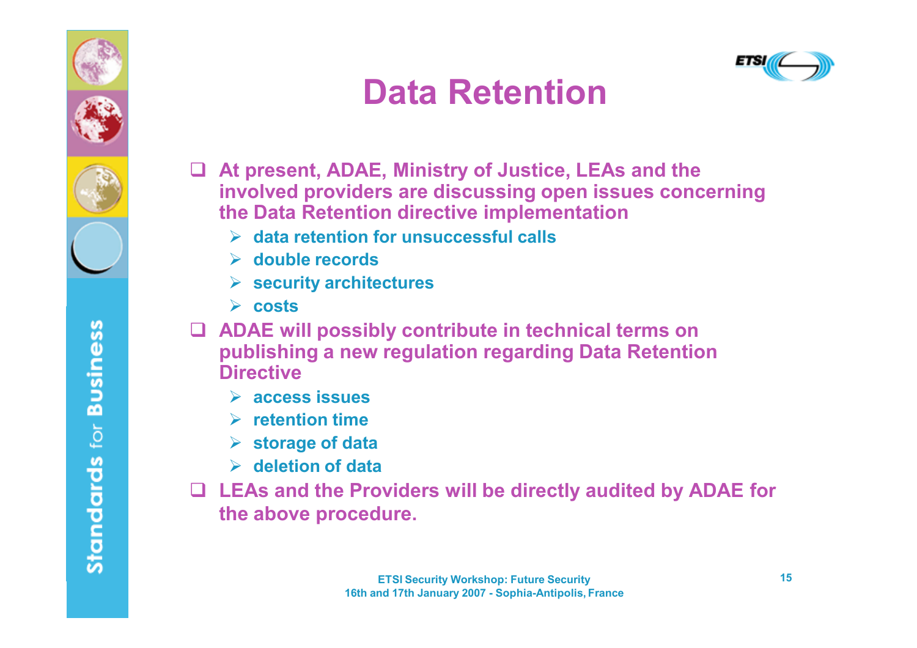# Data Retention

- At present, ADAE, Ministry of Justice, LEAs and the involved providers are discussing open issues concerning the Data Retention directive implementation
  - data retention for unsuccessful calls
  - double records
  - security architectures
  - costs
- ADAE will possibly contribute in technical terms on publishing a new regulation regarding Data Retention Directive
  - access issues
  - retention time
  - storage of data
  - deletion of data
- LEAs and the Providers will be directly audited by ADAE for the above procedure.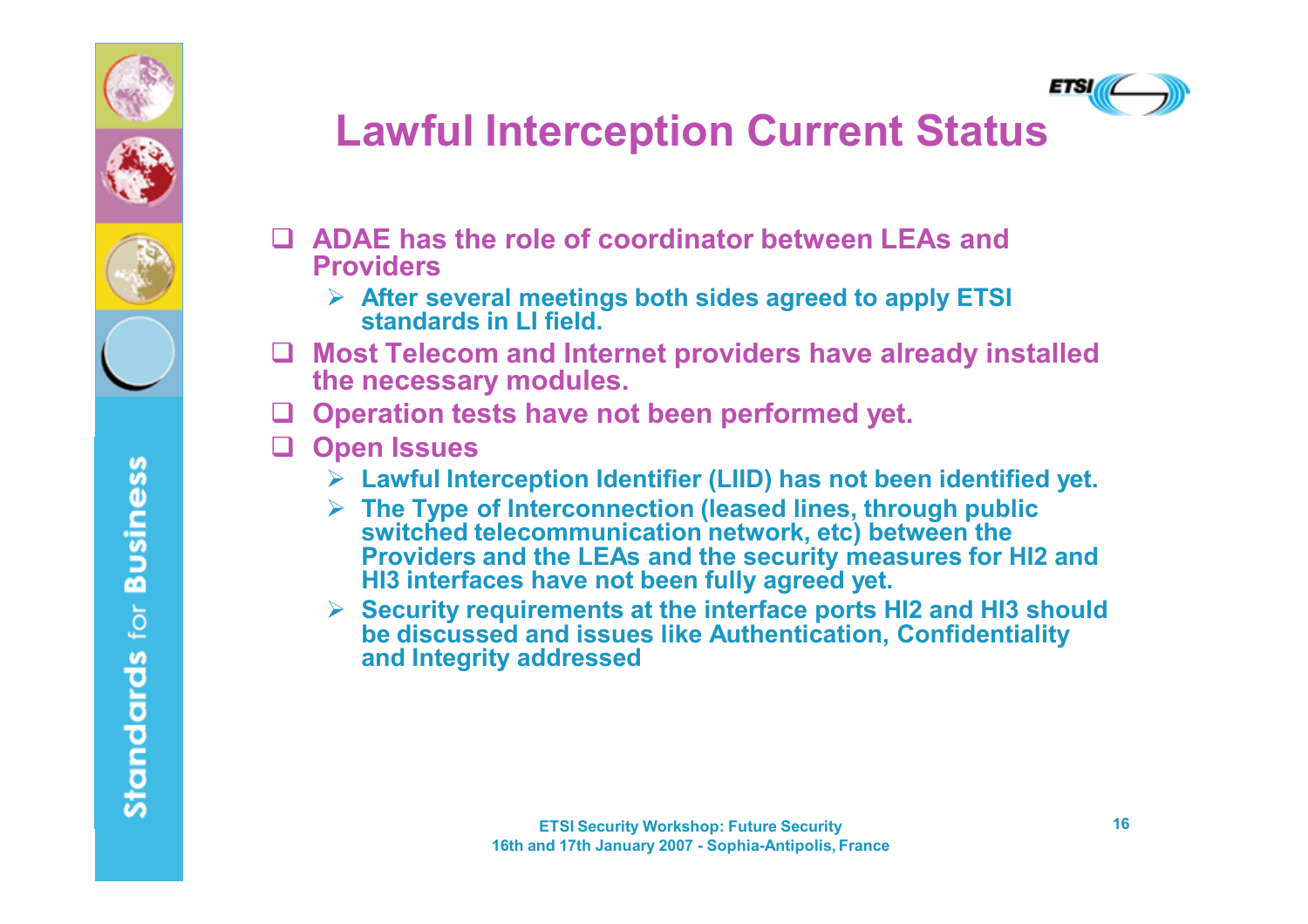# Lawful Interception Current Status

- **ADAE has the role of coordinator between LEAs and Providers**
  - **After several meetings both sides agreed to apply ETSI standards in LI field.**
- **Most Telecom and Internet providers have already installed the necessary modules.**
- **Operation tests have not been performed yet.**
- **Open Issues**
  - **Lawful Interception Identifier (LIID) has not been identified yet.**
  - **The Type of Interconnection (leased lines, through public switched telecommunication network, etc) between the Providers and the LEAs and the security measures for HI2 and HI3 interfaces have not been fully agreed yet.**
  - **Security requirements at the interface ports HI2 and HI3 should be discussed and issues like Authentication, Confidentiality and Integrity addressed**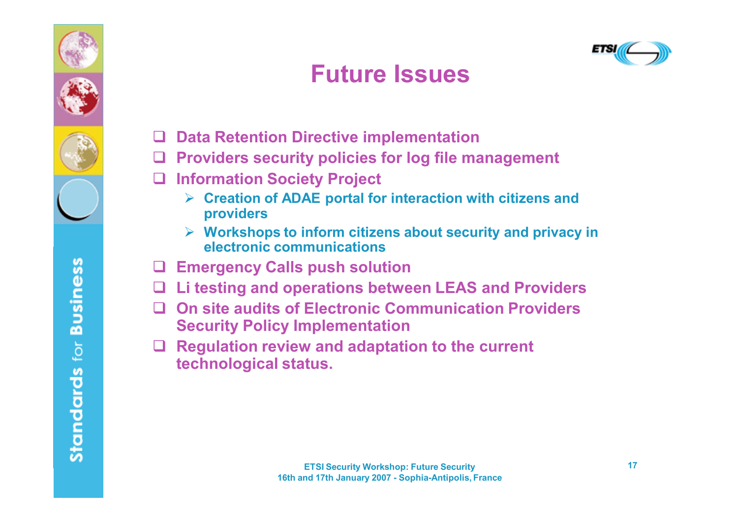# Future Issues

- Data Retention Directive implementation
- Providers security policies for log file management
- Information Society Project
  - Creation of ADAE portal for interaction with citizens and providers
  - Workshops to inform citizens about security and privacy in electronic communications
- Emergency Calls push solution
- Li testing and operations between LEAS and Providers
- On site audits of Electronic Communication Providers Security Policy Implementation
- Regulation review and adaptation to the current technological status.